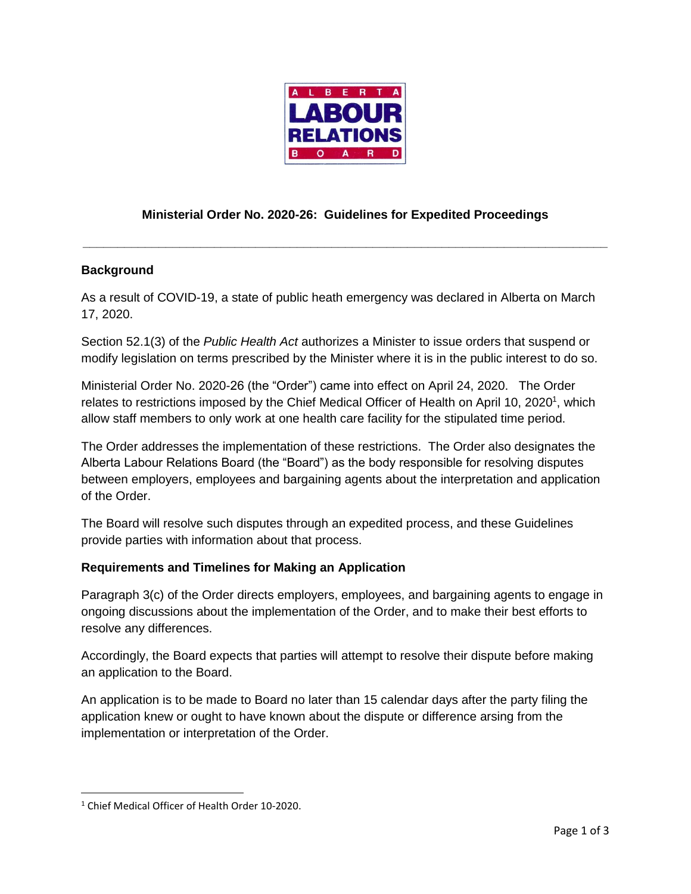ALBERTA LABOUR RELATIONS BOARD

# Ministerial Order No. 2020-26: Guidelines for Expedited Proceedings

---

## Background

As a result of COVID-19, a state of public heath emergency was declared in Alberta on March 17, 2020.

Section 52.1(3) of the *Public Health Act* authorizes a Minister to issue orders that suspend or modify legislation on terms prescribed by the Minister where it is in the public interest to do so.

Ministerial Order No. 2020-26 (the "Order") came into effect on April 24, 2020. The Order relates to restrictions imposed by the Chief Medical Officer of Health on April 10, 2020[1], which allow staff members to only work at one health care facility for the stipulated time period.

The Order addresses the implementation of these restrictions. The Order also designates the Alberta Labour Relations Board (the "Board") as the body responsible for resolving disputes between employers, employees and bargaining agents about the interpretation and application of the Order.

The Board will resolve such disputes through an expedited process, and these Guidelines provide parties with information about that process.

## Requirements and Timelines for Making an Application

Paragraph 3(c) of the Order directs employers, employees, and bargaining agents to engage in ongoing discussions about the implementation of the Order, and to make their best efforts to resolve any differences.

Accordingly, the Board expects that parties will attempt to resolve their dispute before making an application to the Board.

An application is to be made to Board no later than 15 calendar days after the party filing the application knew or ought to have known about the dispute or difference arsing from the implementation or interpretation of the Order.

---

[1] Chief Medical Officer of Health Order 10-2020.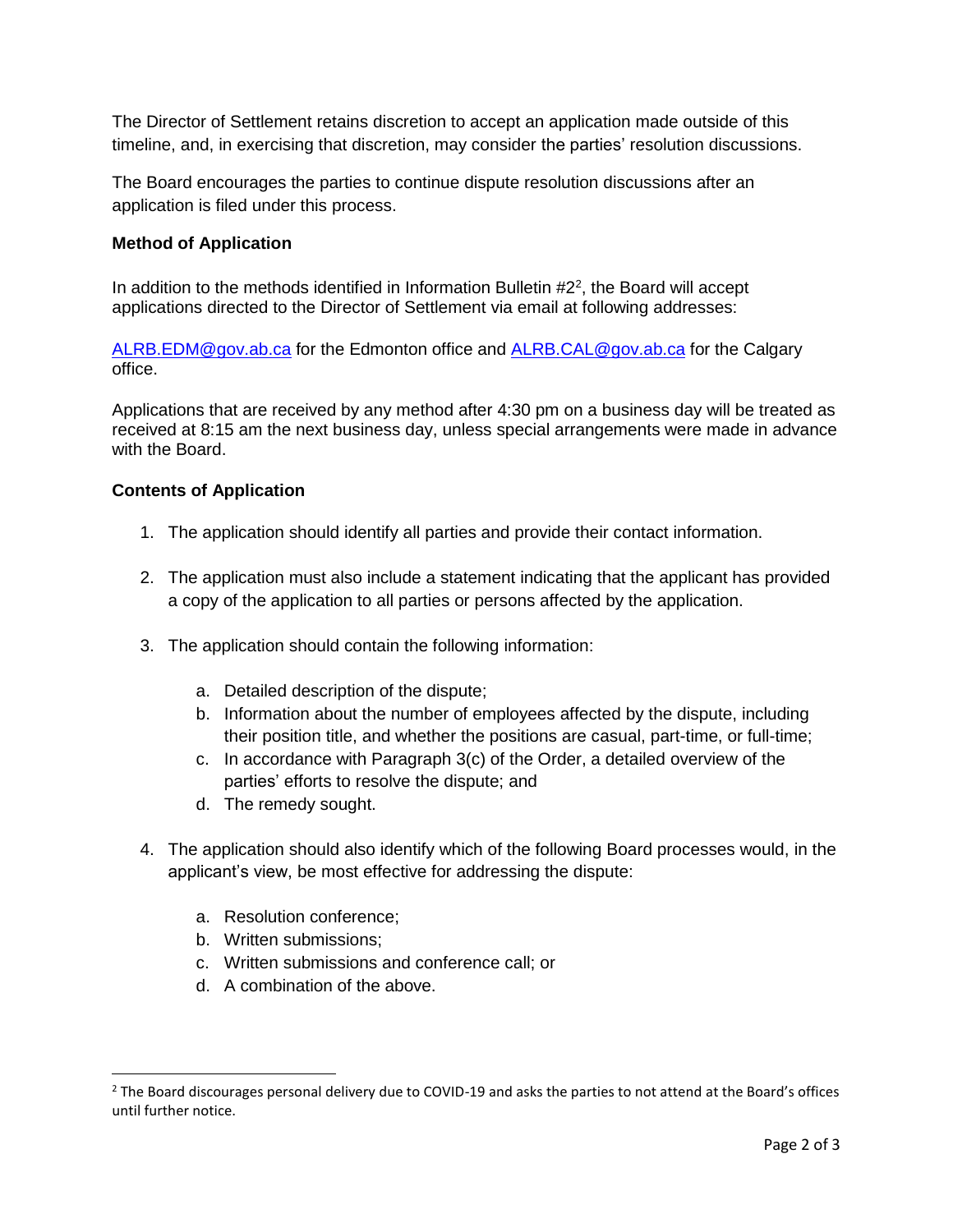The Director of Settlement retains discretion to accept an application made outside of this timeline, and, in exercising that discretion, may consider the parties' resolution discussions.

The Board encourages the parties to continue dispute resolution discussions after an application is filed under this process.

**Method of Application**

In addition to the methods identified in Information Bulletin #2[2], the Board will accept applications directed to the Director of Settlement via email at following addresses:

ALRB.EDM@gov.ab.ca for the Edmonton office and ALRB.CAL@gov.ab.ca for the Calgary office.

Applications that are received by any method after 4:30 pm on a business day will be treated as received at 8:15 am the next business day, unless special arrangements were made in advance with the Board.

**Contents of Application**

1. The application should identify all parties and provide their contact information.

2. The application must also include a statement indicating that the applicant has provided a copy of the application to all parties or persons affected by the application.

3. The application should contain the following information:

   a. Detailed description of the dispute;
   b. Information about the number of employees affected by the dispute, including their position title, and whether the positions are casual, part-time, or full-time;
   c. In accordance with Paragraph 3(c) of the Order, a detailed overview of the parties' efforts to resolve the dispute; and
   d. The remedy sought.

4. The application should also identify which of the following Board processes would, in the applicant's view, be most effective for addressing the dispute:

   a. Resolution conference;
   b. Written submissions;
   c. Written submissions and conference call; or
   d. A combination of the above.

---

[2] The Board discourages personal delivery due to COVID-19 and asks the parties to not attend at the Board's offices until further notice.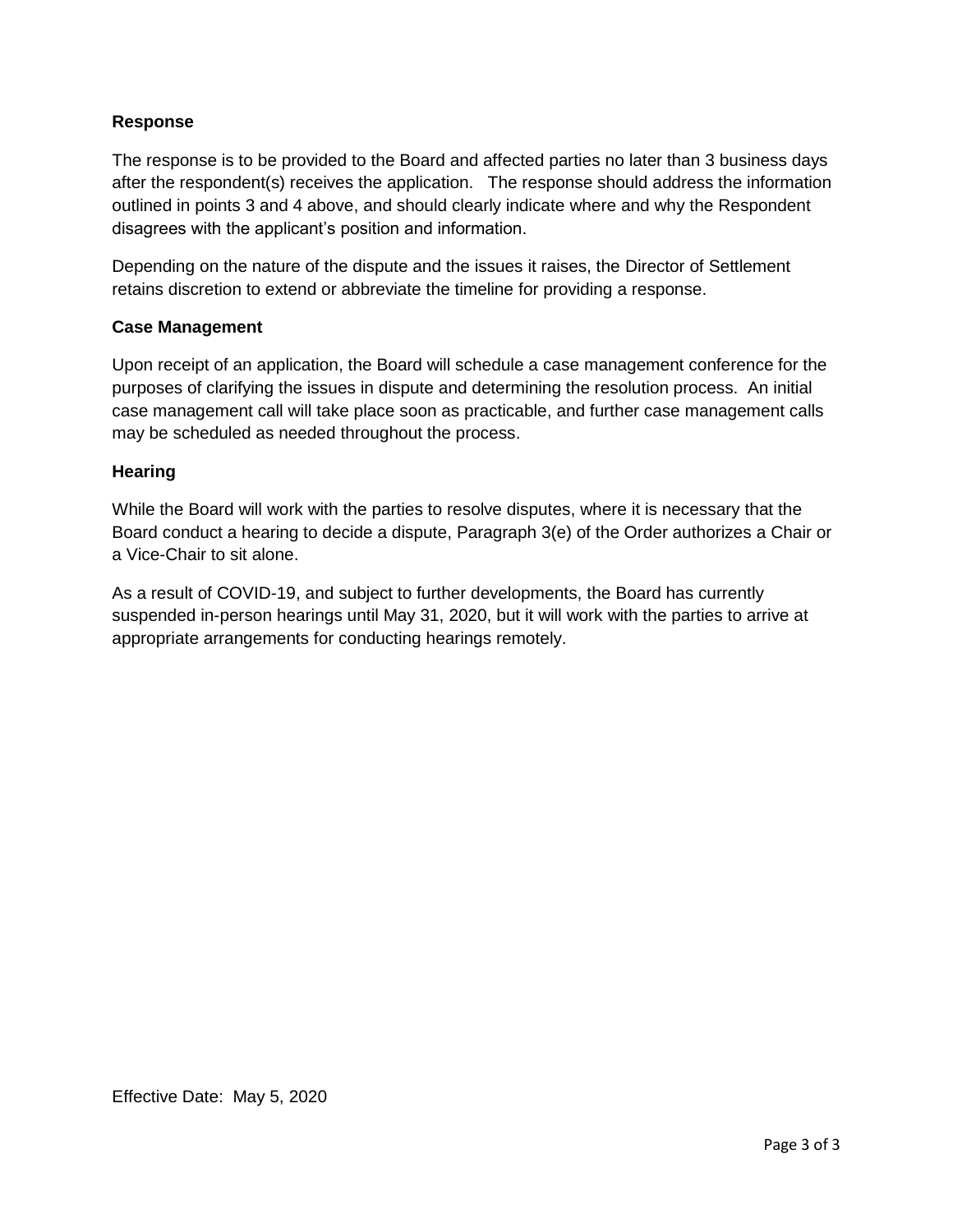**Response**

The response is to be provided to the Board and affected parties no later than 3 business days after the respondent(s) receives the application. The response should address the information outlined in points 3 and 4 above, and should clearly indicate where and why the Respondent disagrees with the applicant's position and information.

Depending on the nature of the dispute and the issues it raises, the Director of Settlement retains discretion to extend or abbreviate the timeline for providing a response.

**Case Management**

Upon receipt of an application, the Board will schedule a case management conference for the purposes of clarifying the issues in dispute and determining the resolution process. An initial case management call will take place soon as practicable, and further case management calls may be scheduled as needed throughout the process.

**Hearing**

While the Board will work with the parties to resolve disputes, where it is necessary that the Board conduct a hearing to decide a dispute, Paragraph 3(e) of the Order authorizes a Chair or a Vice-Chair to sit alone.

As a result of COVID-19, and subject to further developments, the Board has currently suspended in-person hearings until May 31, 2020, but it will work with the parties to arrive at appropriate arrangements for conducting hearings remotely.

Effective Date: May 5, 2020